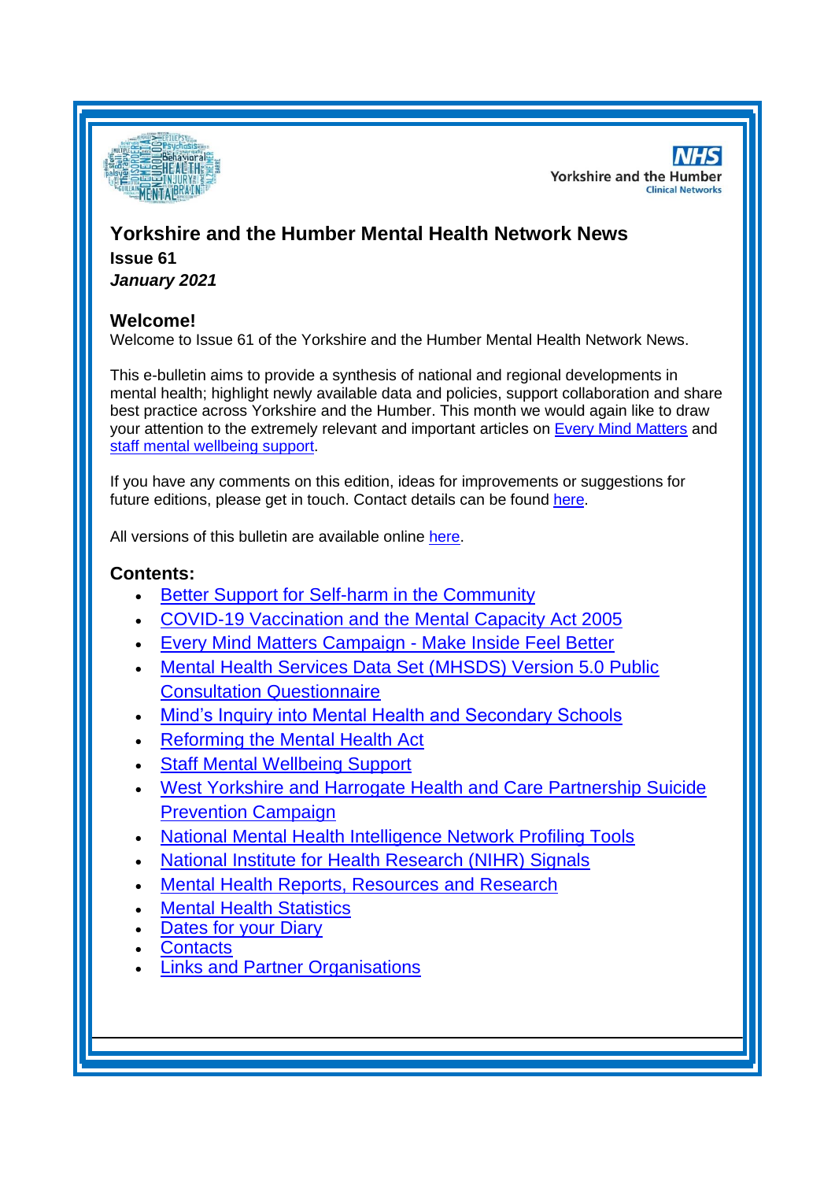# Yorkshire and the Humber Mental Health Network News

**Issue 61**

***January 2021***

## Welcome!

Welcome to Issue 61 of the Yorkshire and the Humber Mental Health Network News.

This e-bulletin aims to provide a synthesis of national and regional developments in mental health; highlight newly available data and policies, support collaboration and share best practice across Yorkshire and the Humber. This month we would again like to draw your attention to the extremely relevant and important articles on Every Mind Matters and staff mental wellbeing support.

If you have any comments on this edition, ideas for improvements or suggestions for future editions, please get in touch. Contact details can be found here.

All versions of this bulletin are available online here.

## Contents:

- Better Support for Self-harm in the Community
- COVID-19 Vaccination and the Mental Capacity Act 2005
- Every Mind Matters Campaign - Make Inside Feel Better
- Mental Health Services Data Set (MHSDS) Version 5.0 Public Consultation Questionnaire
- Mind's Inquiry into Mental Health and Secondary Schools
- Reforming the Mental Health Act
- Staff Mental Wellbeing Support
- West Yorkshire and Harrogate Health and Care Partnership Suicide Prevention Campaign
- National Mental Health Intelligence Network Profiling Tools
- National Institute for Health Research (NIHR) Signals
- Mental Health Reports, Resources and Research
- Mental Health Statistics
- Dates for your Diary
- Contacts
- Links and Partner Organisations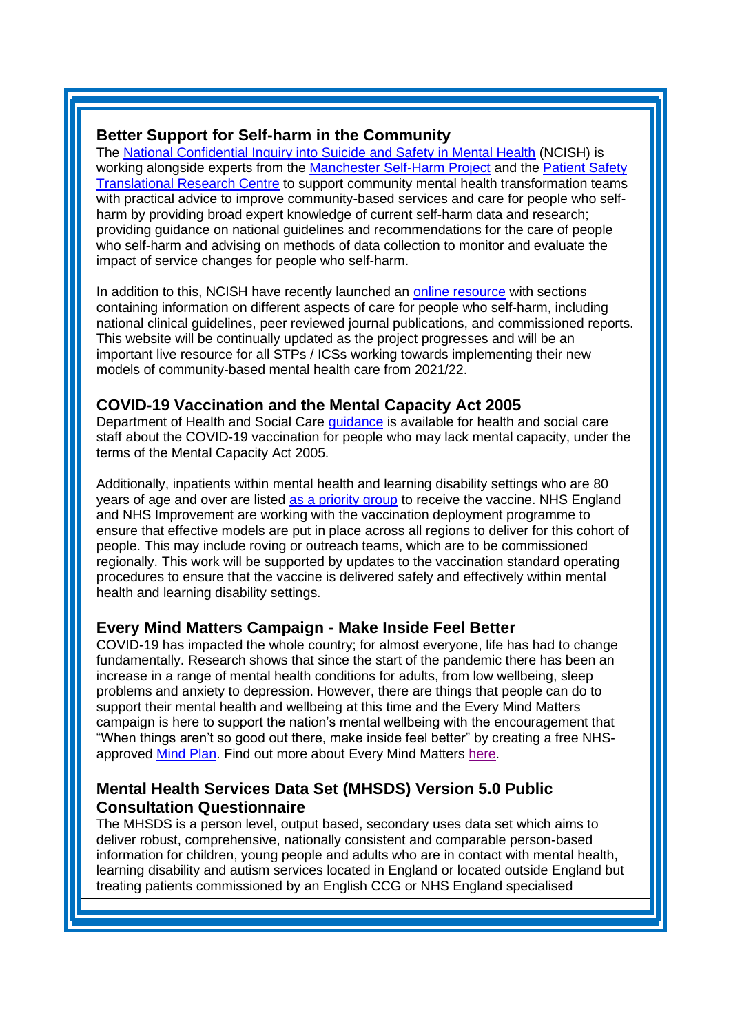## Better Support for Self-harm in the Community

The National Confidential Inquiry into Suicide and Safety in Mental Health (NCISH) is working alongside experts from the Manchester Self-Harm Project and the Patient Safety Translational Research Centre to support community mental health transformation teams with practical advice to improve community-based services and care for people who self-harm by providing broad expert knowledge of current self-harm data and research; providing guidance on national guidelines and recommendations for the care of people who self-harm and advising on methods of data collection to monitor and evaluate the impact of service changes for people who self-harm.

In addition to this, NCISH have recently launched an online resource with sections containing information on different aspects of care for people who self-harm, including national clinical guidelines, peer reviewed journal publications, and commissioned reports. This website will be continually updated as the project progresses and will be an important live resource for all STPs / ICSs working towards implementing their new models of community-based mental health care from 2021/22.

## COVID-19 Vaccination and the Mental Capacity Act 2005

Department of Health and Social Care guidance is available for health and social care staff about the COVID-19 vaccination for people who may lack mental capacity, under the terms of the Mental Capacity Act 2005.

Additionally, inpatients within mental health and learning disability settings who are 80 years of age and over are listed as a priority group to receive the vaccine. NHS England and NHS Improvement are working with the vaccination deployment programme to ensure that effective models are put in place across all regions to deliver for this cohort of people. This may include roving or outreach teams, which are to be commissioned regionally. This work will be supported by updates to the vaccination standard operating procedures to ensure that the vaccine is delivered safely and effectively within mental health and learning disability settings.

## Every Mind Matters Campaign - Make Inside Feel Better

COVID-19 has impacted the whole country; for almost everyone, life has had to change fundamentally. Research shows that since the start of the pandemic there has been an increase in a range of mental health conditions for adults, from low wellbeing, sleep problems and anxiety to depression. However, there are things that people can do to support their mental health and wellbeing at this time and the Every Mind Matters campaign is here to support the nation's mental wellbeing with the encouragement that "When things aren't so good out there, make inside feel better" by creating a free NHS-approved Mind Plan. Find out more about Every Mind Matters here.

## Mental Health Services Data Set (MHSDS) Version 5.0 Public Consultation Questionnaire

The MHSDS is a person level, output based, secondary uses data set which aims to deliver robust, comprehensive, nationally consistent and comparable person-based information for children, young people and adults who are in contact with mental health, learning disability and autism services located in England or located outside England but treating patients commissioned by an English CCG or NHS England specialised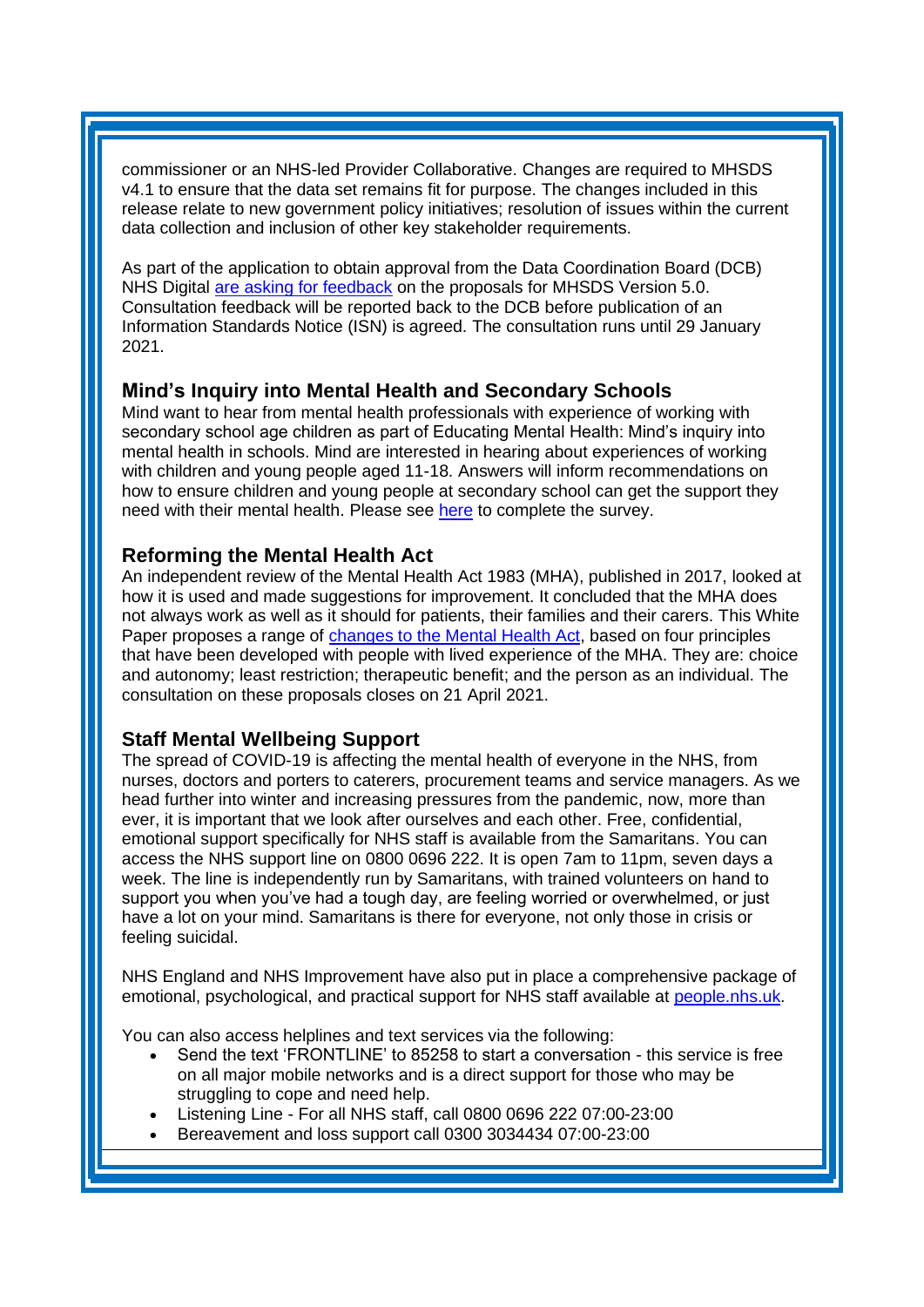commissioner or an NHS-led Provider Collaborative. Changes are required to MHSDS v4.1 to ensure that the data set remains fit for purpose. The changes included in this release relate to new government policy initiatives; resolution of issues within the current data collection and inclusion of other key stakeholder requirements.

As part of the application to obtain approval from the Data Coordination Board (DCB) NHS Digital are asking for feedback on the proposals for MHSDS Version 5.0. Consultation feedback will be reported back to the DCB before publication of an Information Standards Notice (ISN) is agreed. The consultation runs until 29 January 2021.

### Mind's Inquiry into Mental Health and Secondary Schools

Mind want to hear from mental health professionals with experience of working with secondary school age children as part of Educating Mental Health: Mind's inquiry into mental health in schools. Mind are interested in hearing about experiences of working with children and young people aged 11-18. Answers will inform recommendations on how to ensure children and young people at secondary school can get the support they need with their mental health. Please see here to complete the survey.

### Reforming the Mental Health Act

An independent review of the Mental Health Act 1983 (MHA), published in 2017, looked at how it is used and made suggestions for improvement. It concluded that the MHA does not always work as well as it should for patients, their families and their carers. This White Paper proposes a range of changes to the Mental Health Act, based on four principles that have been developed with people with lived experience of the MHA. They are: choice and autonomy; least restriction; therapeutic benefit; and the person as an individual. The consultation on these proposals closes on 21 April 2021.

### Staff Mental Wellbeing Support

The spread of COVID-19 is affecting the mental health of everyone in the NHS, from nurses, doctors and porters to caterers, procurement teams and service managers. As we head further into winter and increasing pressures from the pandemic, now, more than ever, it is important that we look after ourselves and each other. Free, confidential, emotional support specifically for NHS staff is available from the Samaritans. You can access the NHS support line on 0800 0696 222. It is open 7am to 11pm, seven days a week. The line is independently run by Samaritans, with trained volunteers on hand to support you when you've had a tough day, are feeling worried or overwhelmed, or just have a lot on your mind. Samaritans is there for everyone, not only those in crisis or feeling suicidal.

NHS England and NHS Improvement have also put in place a comprehensive package of emotional, psychological, and practical support for NHS staff available at people.nhs.uk.

You can also access helplines and text services via the following:

- Send the text 'FRONTLINE' to 85258 to start a conversation - this service is free on all major mobile networks and is a direct support for those who may be struggling to cope and need help.
- Listening Line - For all NHS staff, call 0800 0696 222 07:00-23:00
- Bereavement and loss support call 0300 3034434 07:00-23:00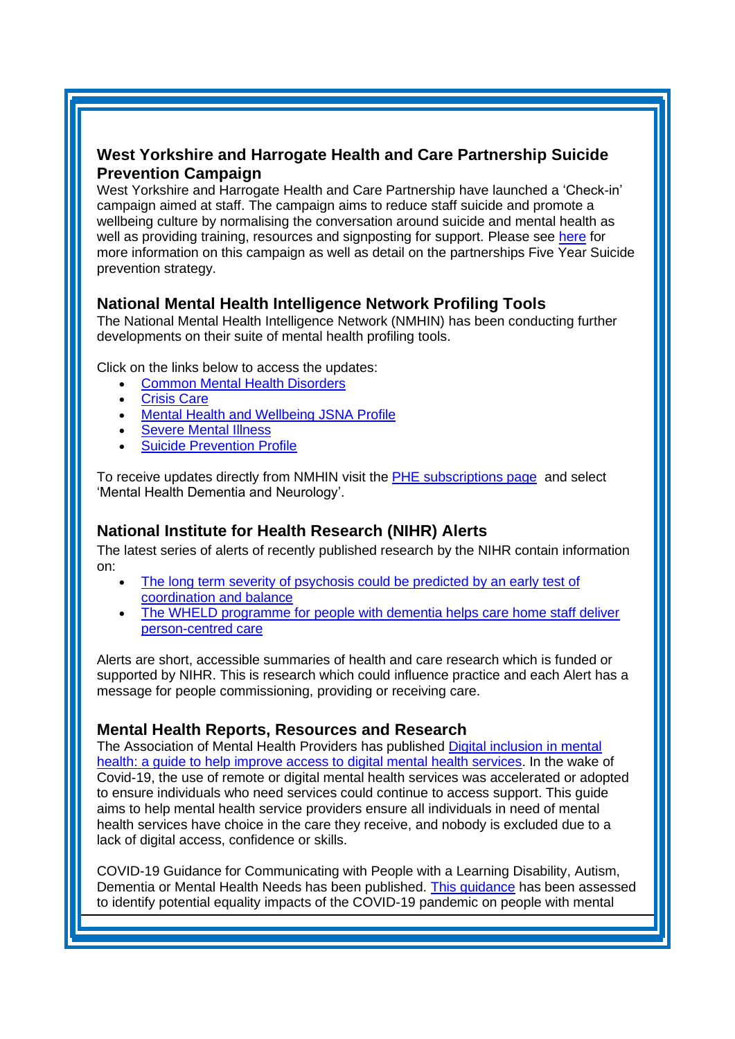## West Yorkshire and Harrogate Health and Care Partnership Suicide Prevention Campaign

West Yorkshire and Harrogate Health and Care Partnership have launched a 'Check-in' campaign aimed at staff. The campaign aims to reduce staff suicide and promote a wellbeing culture by normalising the conversation around suicide and mental health as well as providing training, resources and signposting for support. Please see here for more information on this campaign as well as detail on the partnerships Five Year Suicide prevention strategy.

## National Mental Health Intelligence Network Profiling Tools

The National Mental Health Intelligence Network (NMHIN) has been conducting further developments on their suite of mental health profiling tools.

Click on the links below to access the updates:

- Common Mental Health Disorders
- Crisis Care
- Mental Health and Wellbeing JSNA Profile
- Severe Mental Illness
- Suicide Prevention Profile

To receive updates directly from NMHIN visit the PHE subscriptions page and select 'Mental Health Dementia and Neurology'.

## National Institute for Health Research (NIHR) Alerts

The latest series of alerts of recently published research by the NIHR contain information on:

- The long term severity of psychosis could be predicted by an early test of coordination and balance
- The WHELD programme for people with dementia helps care home staff deliver person-centred care

Alerts are short, accessible summaries of health and care research which is funded or supported by NIHR. This is research which could influence practice and each Alert has a message for people commissioning, providing or receiving care.

## Mental Health Reports, Resources and Research

The Association of Mental Health Providers has published Digital inclusion in mental health: a guide to help improve access to digital mental health services. In the wake of Covid-19, the use of remote or digital mental health services was accelerated or adopted to ensure individuals who need services could continue to access support. This guide aims to help mental health service providers ensure all individuals in need of mental health services have choice in the care they receive, and nobody is excluded due to a lack of digital access, confidence or skills.

COVID-19 Guidance for Communicating with People with a Learning Disability, Autism, Dementia or Mental Health Needs has been published. This guidance has been assessed to identify potential equality impacts of the COVID-19 pandemic on people with mental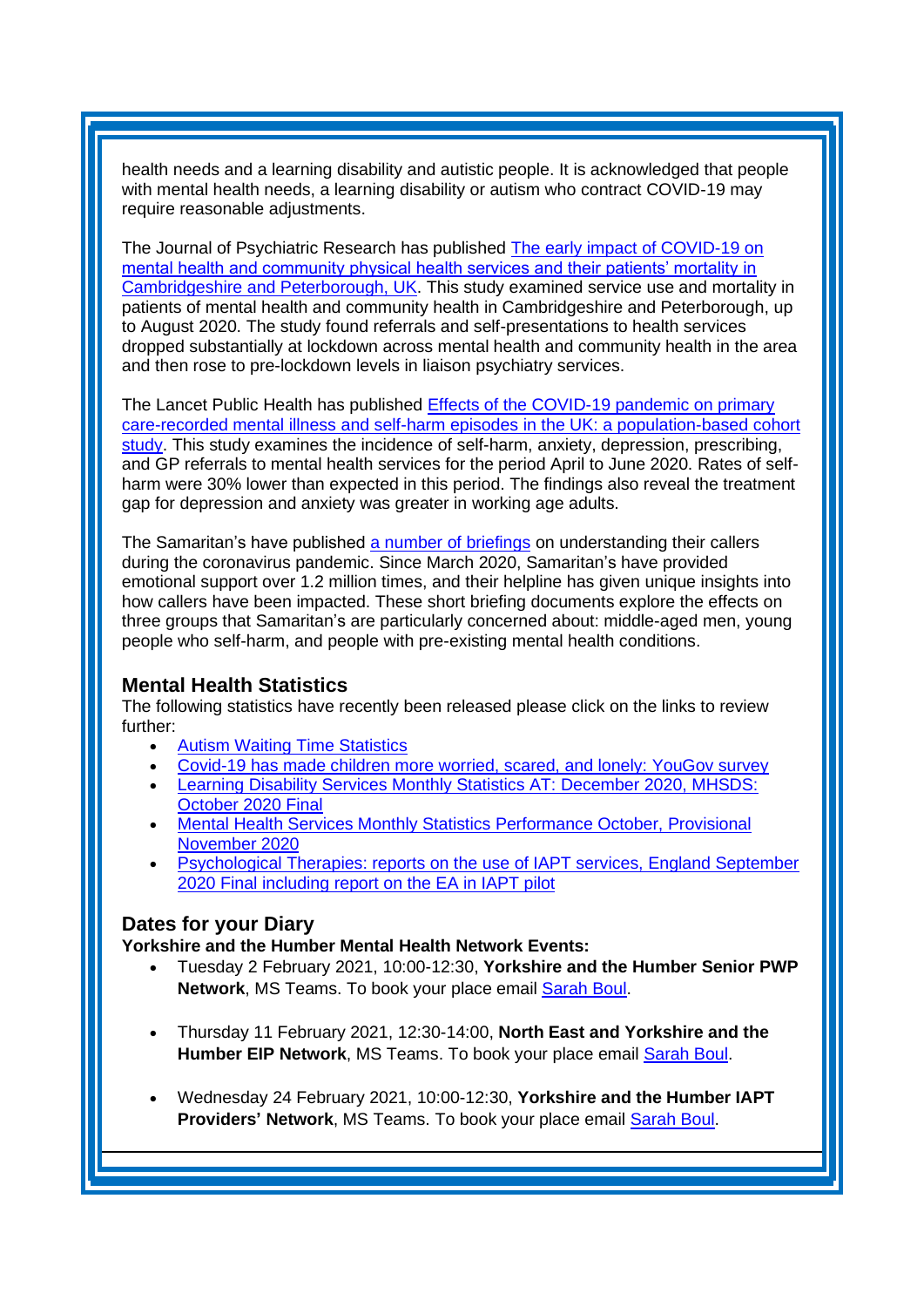health needs and a learning disability and autistic people. It is acknowledged that people with mental health needs, a learning disability or autism who contract COVID-19 may require reasonable adjustments.

The Journal of Psychiatric Research has published The early impact of COVID-19 on mental health and community physical health services and their patients' mortality in Cambridgeshire and Peterborough, UK. This study examined service use and mortality in patients of mental health and community health in Cambridgeshire and Peterborough, up to August 2020. The study found referrals and self-presentations to health services dropped substantially at lockdown across mental health and community health in the area and then rose to pre-lockdown levels in liaison psychiatry services.

The Lancet Public Health has published Effects of the COVID-19 pandemic on primary care-recorded mental illness and self-harm episodes in the UK: a population-based cohort study. This study examines the incidence of self-harm, anxiety, depression, prescribing, and GP referrals to mental health services for the period April to June 2020. Rates of self-harm were 30% lower than expected in this period. The findings also reveal the treatment gap for depression and anxiety was greater in working age adults.

The Samaritan's have published a number of briefings on understanding their callers during the coronavirus pandemic. Since March 2020, Samaritan's have provided emotional support over 1.2 million times, and their helpline has given unique insights into how callers have been impacted. These short briefing documents explore the effects on three groups that Samaritan's are particularly concerned about: middle-aged men, young people who self-harm, and people with pre-existing mental health conditions.

## Mental Health Statistics

The following statistics have recently been released please click on the links to review further:

- Autism Waiting Time Statistics
- Covid-19 has made children more worried, scared, and lonely: YouGov survey
- Learning Disability Services Monthly Statistics AT: December 2020, MHSDS: October 2020 Final
- Mental Health Services Monthly Statistics Performance October, Provisional November 2020
- Psychological Therapies: reports on the use of IAPT services, England September 2020 Final including report on the EA in IAPT pilot

## Dates for your Diary

**Yorkshire and the Humber Mental Health Network Events:**

- Tuesday 2 February 2021, 10:00-12:30, **Yorkshire and the Humber Senior PWP Network**, MS Teams. To book your place email Sarah Boul.
- Thursday 11 February 2021, 12:30-14:00, **North East and Yorkshire and the Humber EIP Network**, MS Teams. To book your place email Sarah Boul.
- Wednesday 24 February 2021, 10:00-12:30, **Yorkshire and the Humber IAPT Providers' Network**, MS Teams. To book your place email Sarah Boul.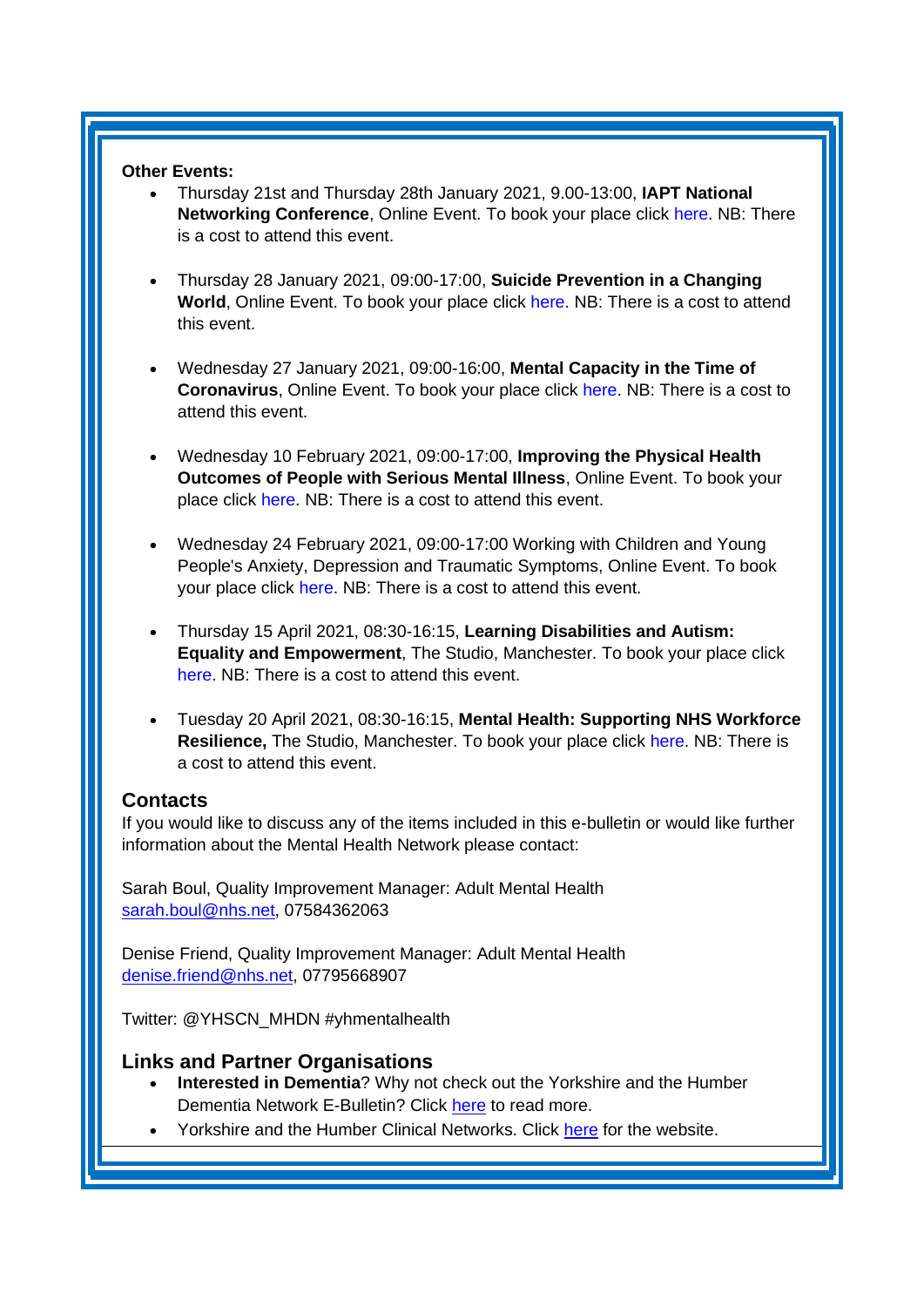**Other Events:**

- Thursday 21st and Thursday 28th January 2021, 9.00-13:00, **IAPT National Networking Conference**, Online Event. To book your place click here. NB: There is a cost to attend this event.

- Thursday 28 January 2021, 09:00-17:00, **Suicide Prevention in a Changing World**, Online Event. To book your place click here. NB: There is a cost to attend this event.

- Wednesday 27 January 2021, 09:00-16:00, **Mental Capacity in the Time of Coronavirus**, Online Event. To book your place click here. NB: There is a cost to attend this event.

- Wednesday 10 February 2021, 09:00-17:00, **Improving the Physical Health Outcomes of People with Serious Mental Illness**, Online Event. To book your place click here. NB: There is a cost to attend this event.

- Wednesday 24 February 2021, 09:00-17:00 Working with Children and Young People's Anxiety, Depression and Traumatic Symptoms, Online Event. To book your place click here. NB: There is a cost to attend this event.

- Thursday 15 April 2021, 08:30-16:15, **Learning Disabilities and Autism: Equality and Empowerment**, The Studio, Manchester. To book your place click here. NB: There is a cost to attend this event.

- Tuesday 20 April 2021, 08:30-16:15, **Mental Health: Supporting NHS Workforce Resilience,** The Studio, Manchester. To book your place click here. NB: There is a cost to attend this event.

## Contacts

If you would like to discuss any of the items included in this e-bulletin or would like further information about the Mental Health Network please contact:

Sarah Boul, Quality Improvement Manager: Adult Mental Health
sarah.boul@nhs.net, 07584362063

Denise Friend, Quality Improvement Manager: Adult Mental Health
denise.friend@nhs.net, 07795668907

Twitter: @YHSCN_MHDN #yhmentalhealth

## Links and Partner Organisations

- **Interested in Dementia**? Why not check out the Yorkshire and the Humber Dementia Network E-Bulletin? Click here to read more.
- Yorkshire and the Humber Clinical Networks. Click here for the website.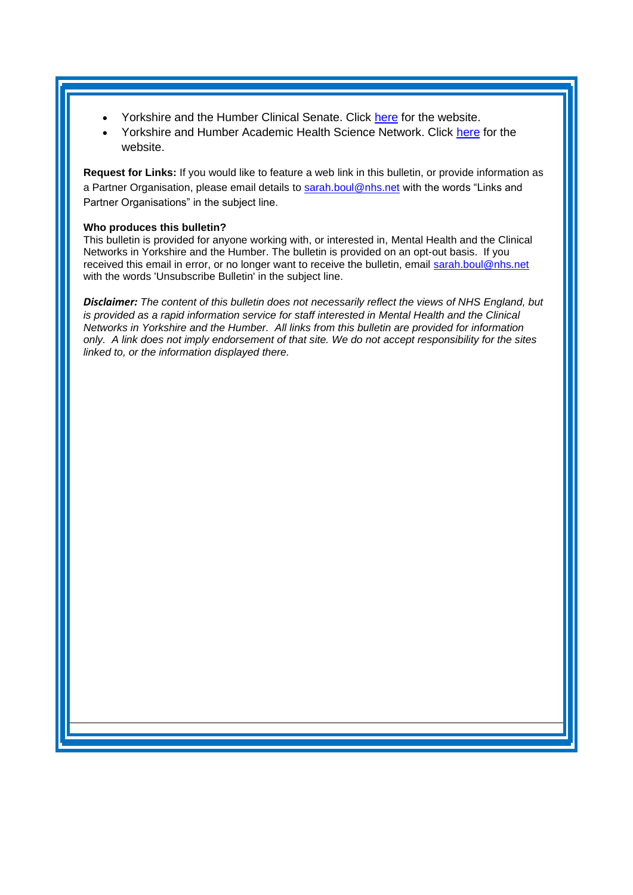- Yorkshire and the Humber Clinical Senate. Click here for the website.
- Yorkshire and Humber Academic Health Science Network. Click here for the website.

**Request for Links:** If you would like to feature a web link in this bulletin, or provide information as a Partner Organisation, please email details to sarah.boul@nhs.net with the words "Links and Partner Organisations" in the subject line.

**Who produces this bulletin?**
This bulletin is provided for anyone working with, or interested in, Mental Health and the Clinical Networks in Yorkshire and the Humber. The bulletin is provided on an opt-out basis. If you received this email in error, or no longer want to receive the bulletin, email sarah.boul@nhs.net with the words 'Unsubscribe Bulletin' in the subject line.

***Disclaimer:*** *The content of this bulletin does not necessarily reflect the views of NHS England, but is provided as a rapid information service for staff interested in Mental Health and the Clinical Networks in Yorkshire and the Humber. All links from this bulletin are provided for information only. A link does not imply endorsement of that site. We do not accept responsibility for the sites linked to, or the information displayed there.*